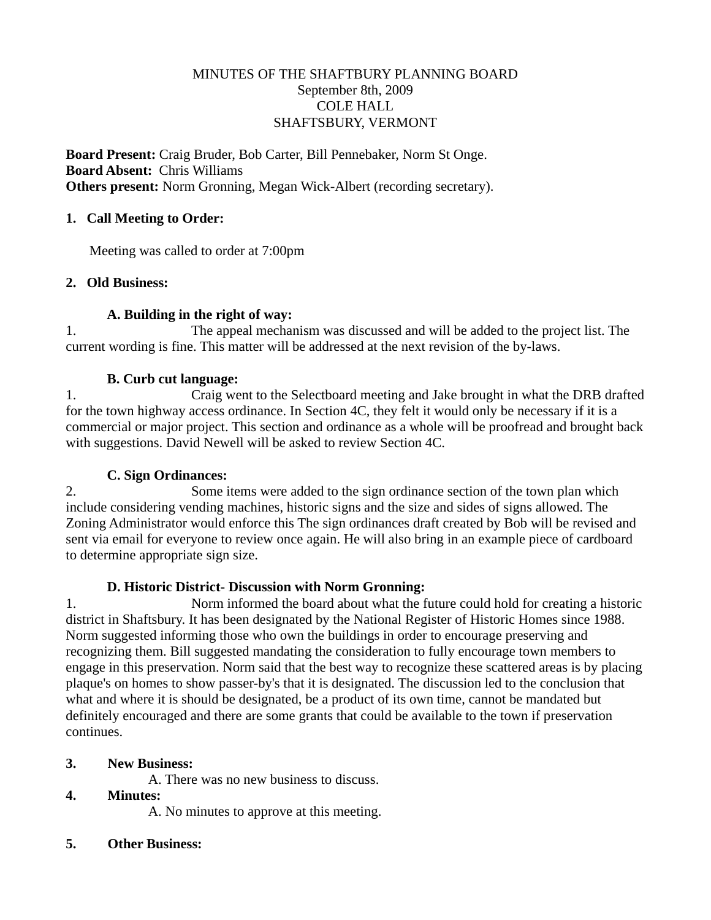MINUTES OF THE SHAFTBURY PLANNING BOARD  
September 8th, 2009  
COLE HALL  
SHAFTSBURY, VERMONT

**Board Present:** Craig Bruder, Bob Carter, Bill Pennebaker, Norm St Onge.  
**Board Absent:** Chris Williams  
**Others present:** Norm Gronning, Megan Wick-Albert (recording secretary).

**1. Call Meeting to Order:**

Meeting was called to order at 7:00pm

**2. Old Business:**

**A. Building in the right of way:**

1. The appeal mechanism was discussed and will be added to the project list. The current wording is fine. This matter will be addressed at the next revision of the by-laws.

**B. Curb cut language:**

1. Craig went to the Selectboard meeting and Jake brought in what the DRB drafted for the town highway access ordinance. In Section 4C, they felt it would only be necessary if it is a commercial or major project. This section and ordinance as a whole will be proofread and brought back with suggestions. David Newell will be asked to review Section 4C.

**C. Sign Ordinances:**

2. Some items were added to the sign ordinance section of the town plan which include considering vending machines, historic signs and the size and sides of signs allowed. The Zoning Administrator would enforce this The sign ordinances draft created by Bob will be revised and sent via email for everyone to review once again. He will also bring in an example piece of cardboard to determine appropriate sign size.

**D. Historic District- Discussion with Norm Gronning:**

1. Norm informed the board about what the future could hold for creating a historic district in Shaftsbury. It has been designated by the National Register of Historic Homes since 1988. Norm suggested informing those who own the buildings in order to encourage preserving and recognizing them. Bill suggested mandating the consideration to fully encourage town members to engage in this preservation. Norm said that the best way to recognize these scattered areas is by placing plaque's on homes to show passer-by's that it is designated. The discussion led to the conclusion that what and where it is should be designated, be a product of its own time, cannot be mandated but definitely encouraged and there are some grants that could be available to the town if preservation continues.

**3. New Business:**

A. There was no new business to discuss.

**4. Minutes:**

A. No minutes to approve at this meeting.

**5. Other Business:**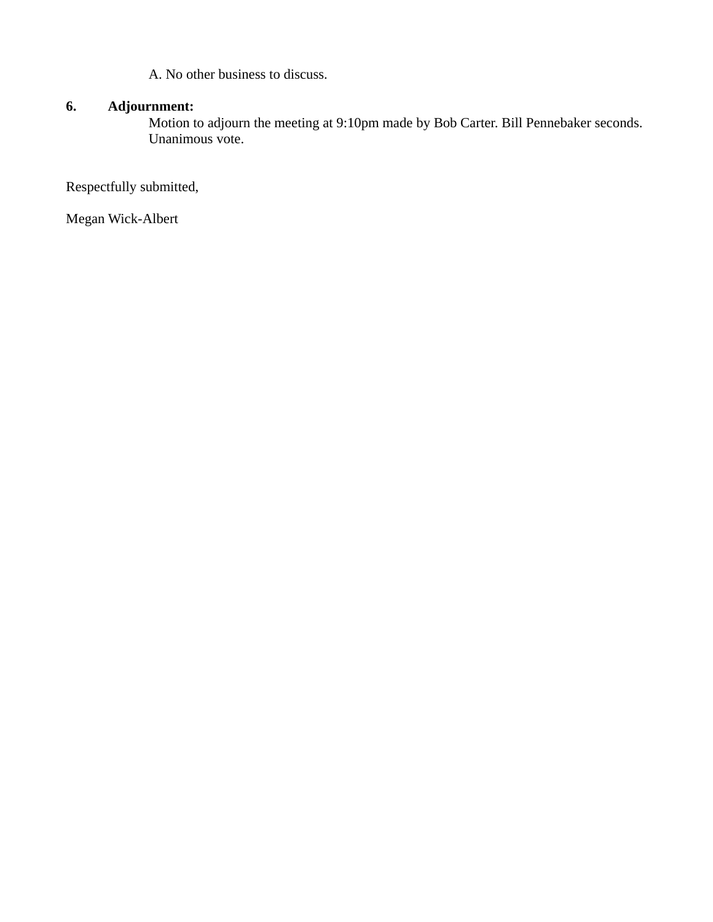A. No other business to discuss.

**6. Adjournment:**

Motion to adjourn the meeting at 9:10pm made by Bob Carter. Bill Pennebaker seconds. Unanimous vote.

Respectfully submitted,

Megan Wick-Albert